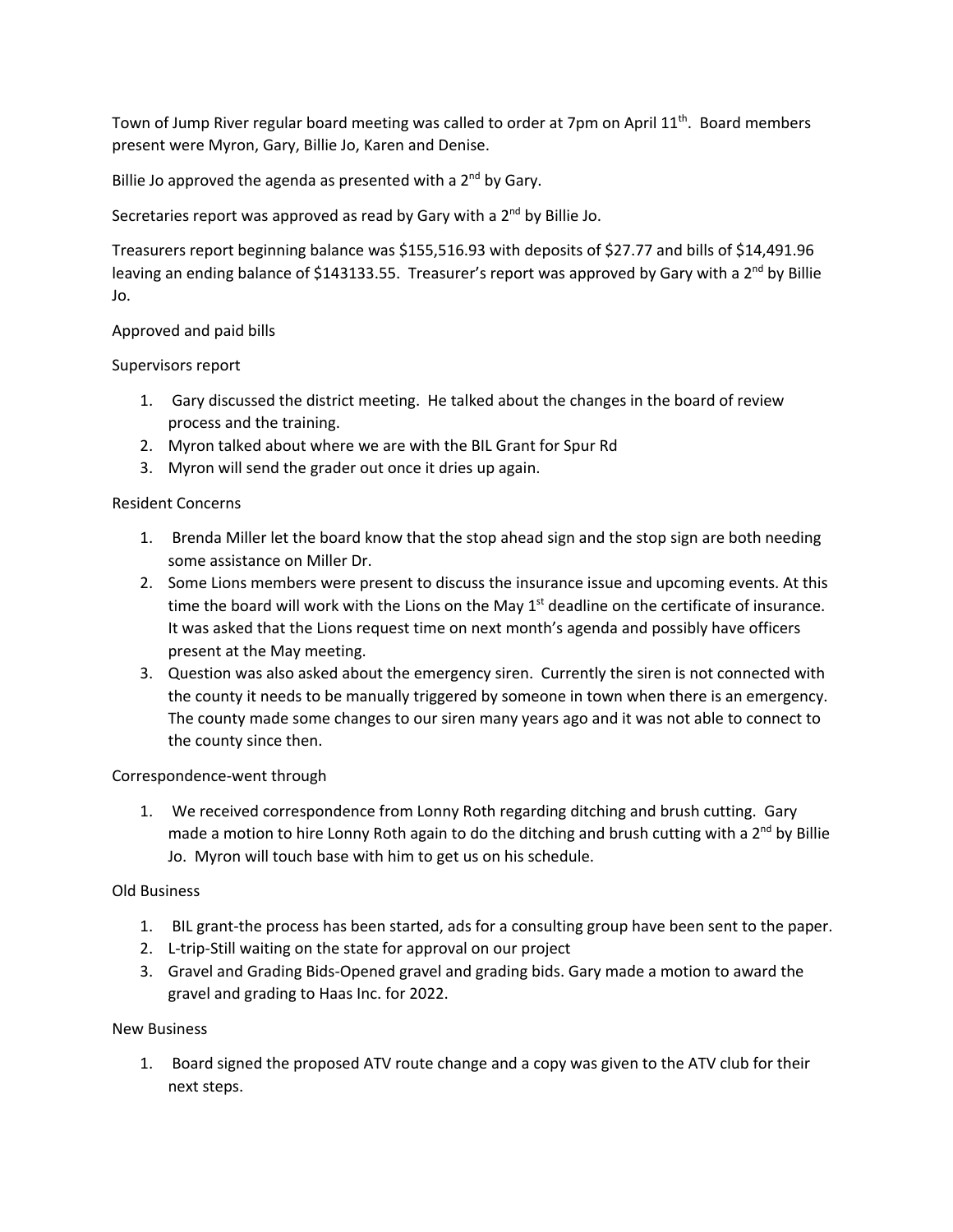Town of Jump River regular board meeting was called to order at 7pm on April 11th. Board members present were Myron, Gary, Billie Jo, Karen and Denise.

Billie Jo approved the agenda as presented with a 2nd by Gary.

Secretaries report was approved as read by Gary with a 2nd by Billie Jo.

Treasurers report beginning balance was $155,516.93 with deposits of $27.77 and bills of $14,491.96 leaving an ending balance of $143133.55. Treasurer's report was approved by Gary with a 2nd by Billie Jo.

Approved and paid bills

Supervisors report

1. Gary discussed the district meeting. He talked about the changes in the board of review process and the training.
2. Myron talked about where we are with the BIL Grant for Spur Rd
3. Myron will send the grader out once it dries up again.

Resident Concerns

1. Brenda Miller let the board know that the stop ahead sign and the stop sign are both needing some assistance on Miller Dr.
2. Some Lions members were present to discuss the insurance issue and upcoming events. At this time the board will work with the Lions on the May 1st deadline on the certificate of insurance. It was asked that the Lions request time on next month's agenda and possibly have officers present at the May meeting.
3. Question was also asked about the emergency siren. Currently the siren is not connected with the county it needs to be manually triggered by someone in town when there is an emergency. The county made some changes to our siren many years ago and it was not able to connect to the county since then.

Correspondence-went through

1. We received correspondence from Lonny Roth regarding ditching and brush cutting. Gary made a motion to hire Lonny Roth again to do the ditching and brush cutting with a 2nd by Billie Jo. Myron will touch base with him to get us on his schedule.

Old Business

1. BIL grant-the process has been started, ads for a consulting group have been sent to the paper.
2. L-trip-Still waiting on the state for approval on our project
3. Gravel and Grading Bids-Opened gravel and grading bids. Gary made a motion to award the gravel and grading to Haas Inc. for 2022.

New Business

1. Board signed the proposed ATV route change and a copy was given to the ATV club for their next steps.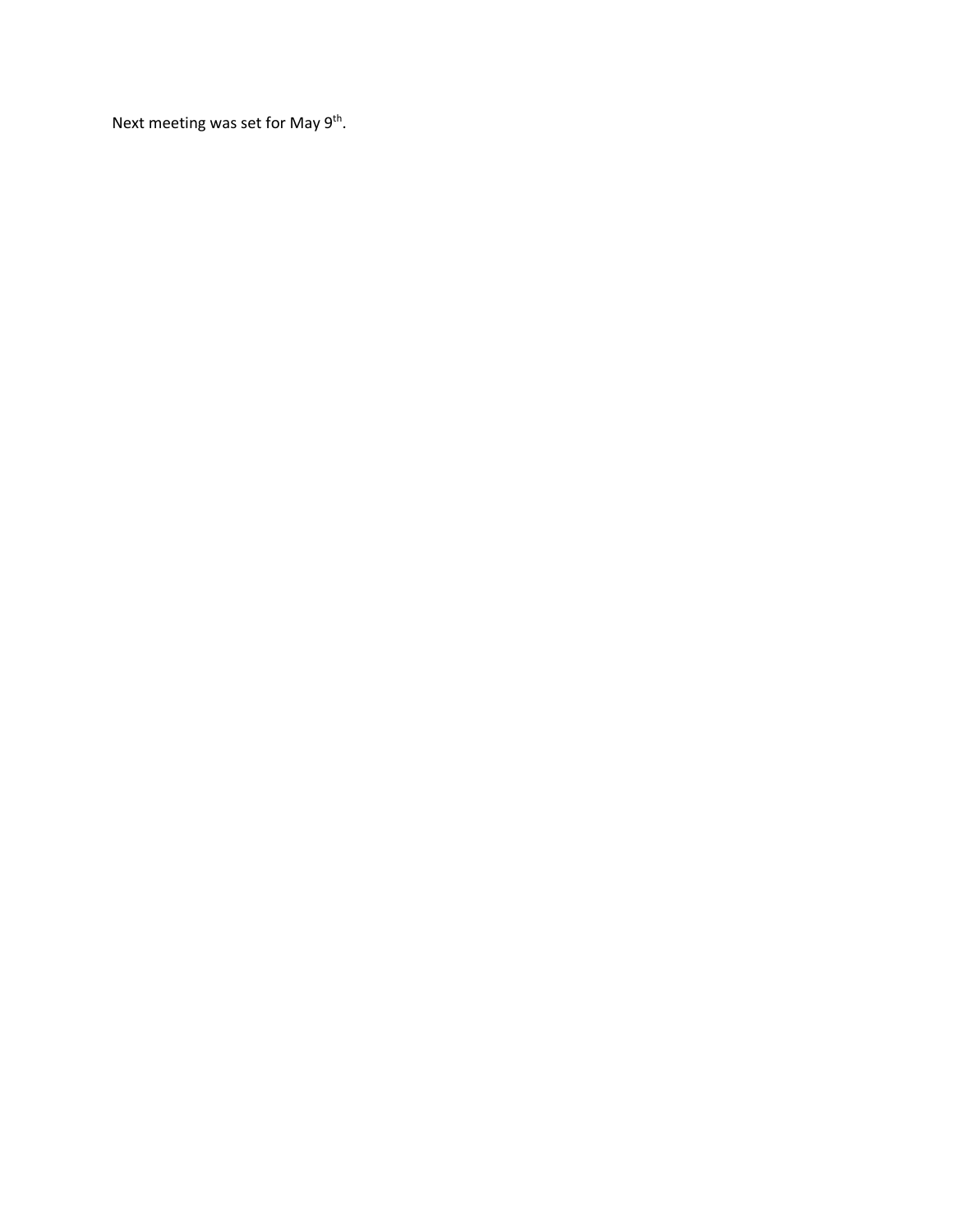Next meeting was set for May 9th.